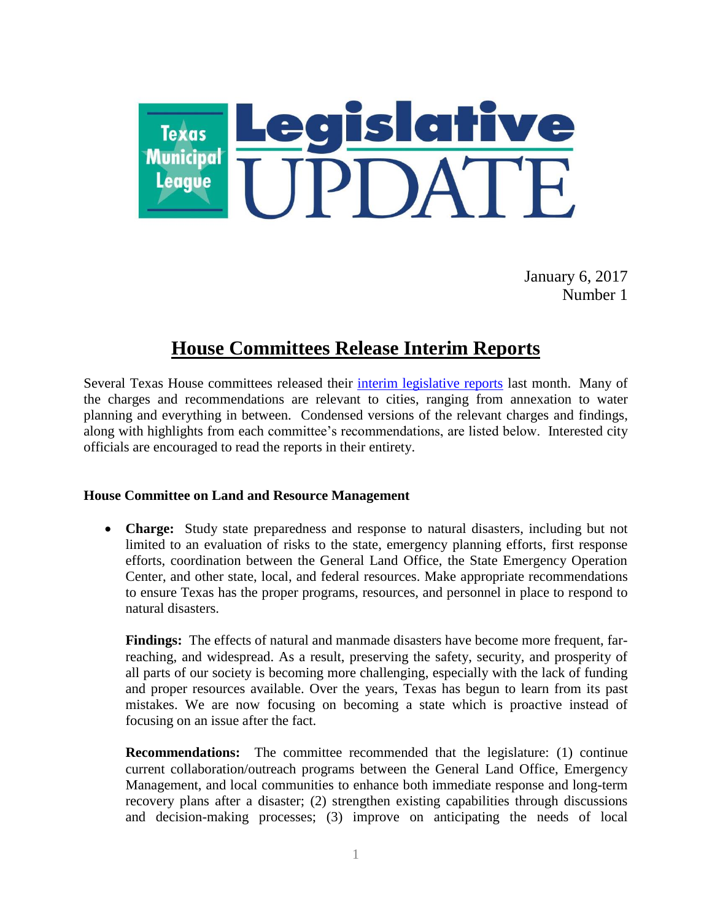# Texas Municipal League Legislative UPDATE

January 6, 2017
Number 1

## House Committees Release Interim Reports

Several Texas House committees released their interim legislative reports last month. Many of the charges and recommendations are relevant to cities, ranging from annexation to water planning and everything in between. Condensed versions of the relevant charges and findings, along with highlights from each committee's recommendations, are listed below. Interested city officials are encouraged to read the reports in their entirety.

**House Committee on Land and Resource Management**

- **Charge:** Study state preparedness and response to natural disasters, including but not limited to an evaluation of risks to the state, emergency planning efforts, first response efforts, coordination between the General Land Office, the State Emergency Operation Center, and other state, local, and federal resources. Make appropriate recommendations to ensure Texas has the proper programs, resources, and personnel in place to respond to natural disasters.

  **Findings:** The effects of natural and manmade disasters have become more frequent, far-reaching, and widespread. As a result, preserving the safety, security, and prosperity of all parts of our society is becoming more challenging, especially with the lack of funding and proper resources available. Over the years, Texas has begun to learn from its past mistakes. We are now focusing on becoming a state which is proactive instead of focusing on an issue after the fact.

  **Recommendations:** The committee recommended that the legislature: (1) continue current collaboration/outreach programs between the General Land Office, Emergency Management, and local communities to enhance both immediate response and long-term recovery plans after a disaster; (2) strengthen existing capabilities through discussions and decision-making processes; (3) improve on anticipating the needs of local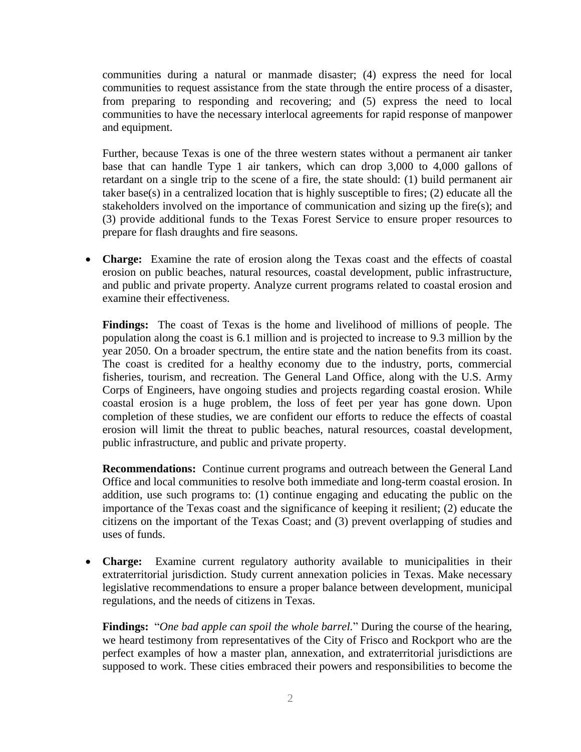communities during a natural or manmade disaster; (4) express the need for local communities to request assistance from the state through the entire process of a disaster, from preparing to responding and recovering; and (5) express the need to local communities to have the necessary interlocal agreements for rapid response of manpower and equipment.

Further, because Texas is one of the three western states without a permanent air tanker base that can handle Type 1 air tankers, which can drop 3,000 to 4,000 gallons of retardant on a single trip to the scene of a fire, the state should: (1) build permanent air taker base(s) in a centralized location that is highly susceptible to fires; (2) educate all the stakeholders involved on the importance of communication and sizing up the fire(s); and (3) provide additional funds to the Texas Forest Service to ensure proper resources to prepare for flash draughts and fire seasons.

- **Charge:** Examine the rate of erosion along the Texas coast and the effects of coastal erosion on public beaches, natural resources, coastal development, public infrastructure, and public and private property. Analyze current programs related to coastal erosion and examine their effectiveness.

  **Findings:** The coast of Texas is the home and livelihood of millions of people. The population along the coast is 6.1 million and is projected to increase to 9.3 million by the year 2050. On a broader spectrum, the entire state and the nation benefits from its coast. The coast is credited for a healthy economy due to the industry, ports, commercial fisheries, tourism, and recreation. The General Land Office, along with the U.S. Army Corps of Engineers, have ongoing studies and projects regarding coastal erosion. While coastal erosion is a huge problem, the loss of feet per year has gone down. Upon completion of these studies, we are confident our efforts to reduce the effects of coastal erosion will limit the threat to public beaches, natural resources, coastal development, public infrastructure, and public and private property.

  **Recommendations:** Continue current programs and outreach between the General Land Office and local communities to resolve both immediate and long-term coastal erosion. In addition, use such programs to: (1) continue engaging and educating the public on the importance of the Texas coast and the significance of keeping it resilient; (2) educate the citizens on the important of the Texas Coast; and (3) prevent overlapping of studies and uses of funds.

- **Charge:** Examine current regulatory authority available to municipalities in their extraterritorial jurisdiction. Study current annexation policies in Texas. Make necessary legislative recommendations to ensure a proper balance between development, municipal regulations, and the needs of citizens in Texas.

  **Findings:** "*One bad apple can spoil the whole barrel.*" During the course of the hearing, we heard testimony from representatives of the City of Frisco and Rockport who are the perfect examples of how a master plan, annexation, and extraterritorial jurisdictions are supposed to work. These cities embraced their powers and responsibilities to become the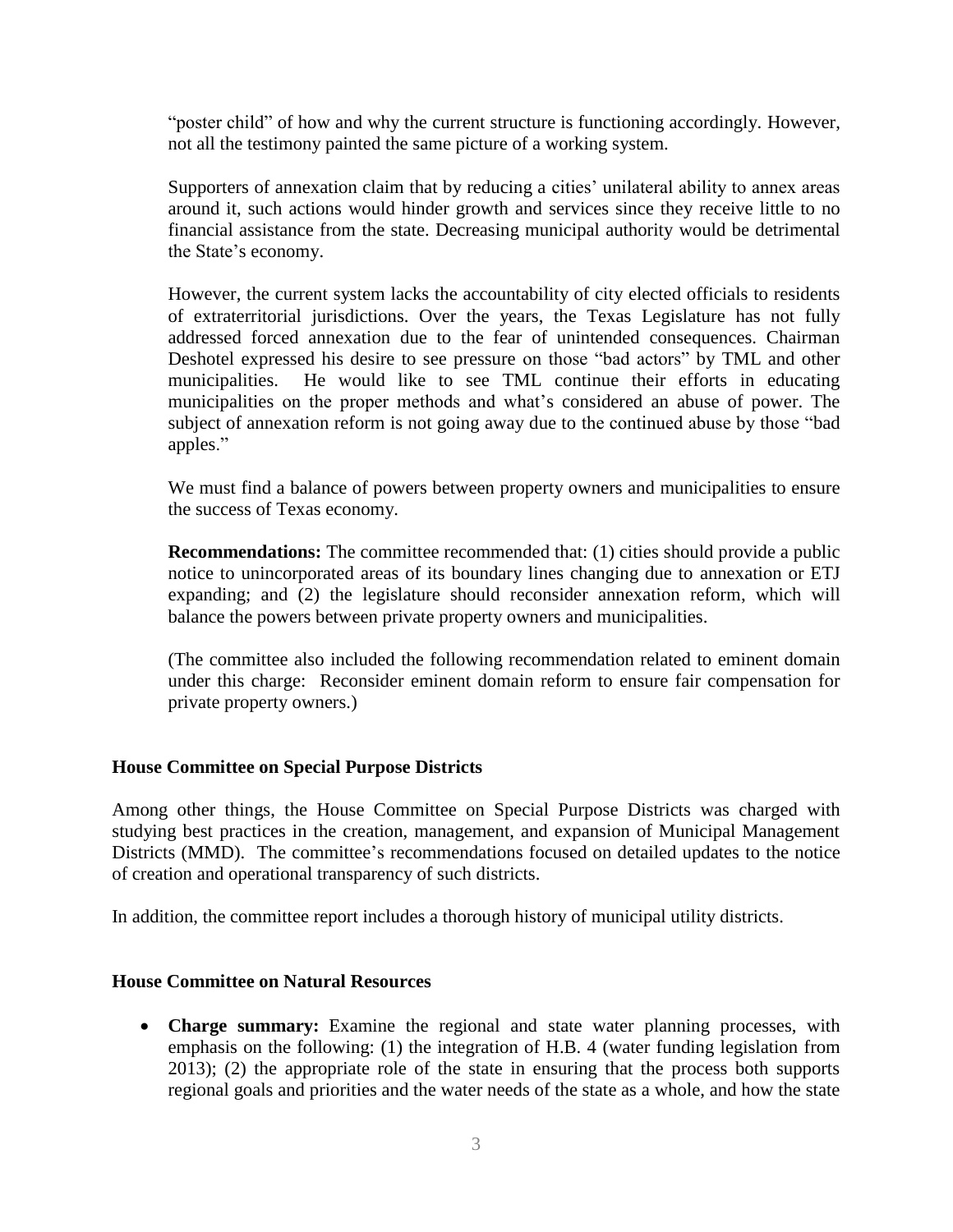"poster child" of how and why the current structure is functioning accordingly. However, not all the testimony painted the same picture of a working system.

Supporters of annexation claim that by reducing a cities' unilateral ability to annex areas around it, such actions would hinder growth and services since they receive little to no financial assistance from the state. Decreasing municipal authority would be detrimental the State's economy.

However, the current system lacks the accountability of city elected officials to residents of extraterritorial jurisdictions. Over the years, the Texas Legislature has not fully addressed forced annexation due to the fear of unintended consequences. Chairman Deshotel expressed his desire to see pressure on those "bad actors" by TML and other municipalities. He would like to see TML continue their efforts in educating municipalities on the proper methods and what's considered an abuse of power. The subject of annexation reform is not going away due to the continued abuse by those "bad apples."

We must find a balance of powers between property owners and municipalities to ensure the success of Texas economy.

**Recommendations:** The committee recommended that: (1) cities should provide a public notice to unincorporated areas of its boundary lines changing due to annexation or ETJ expanding; and (2) the legislature should reconsider annexation reform, which will balance the powers between private property owners and municipalities.

(The committee also included the following recommendation related to eminent domain under this charge: Reconsider eminent domain reform to ensure fair compensation for private property owners.)

**House Committee on Special Purpose Districts**

Among other things, the House Committee on Special Purpose Districts was charged with studying best practices in the creation, management, and expansion of Municipal Management Districts (MMD). The committee's recommendations focused on detailed updates to the notice of creation and operational transparency of such districts.

In addition, the committee report includes a thorough history of municipal utility districts.

**House Committee on Natural Resources**

- **Charge summary:** Examine the regional and state water planning processes, with emphasis on the following: (1) the integration of H.B. 4 (water funding legislation from 2013); (2) the appropriate role of the state in ensuring that the process both supports regional goals and priorities and the water needs of the state as a whole, and how the state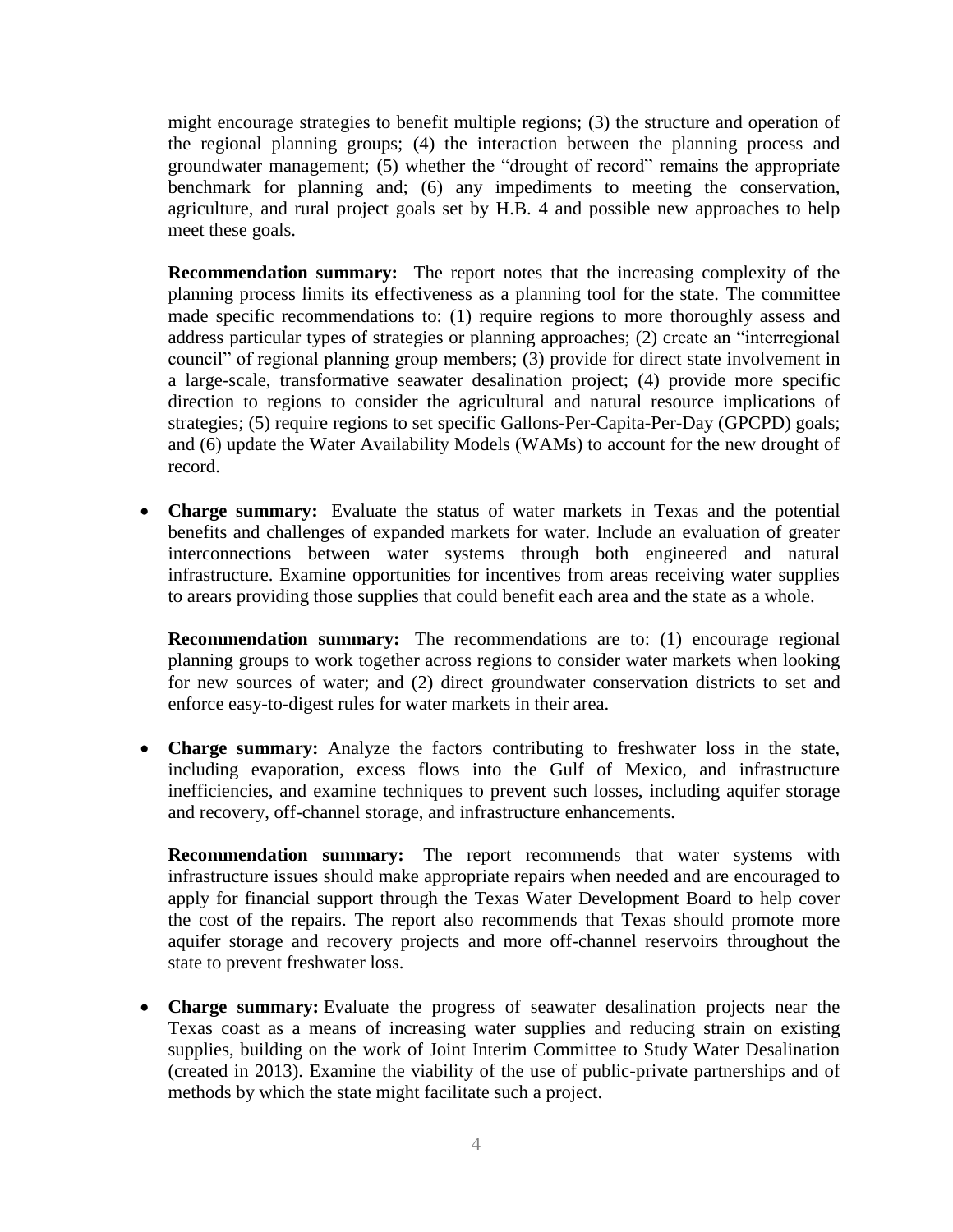might encourage strategies to benefit multiple regions; (3) the structure and operation of the regional planning groups; (4) the interaction between the planning process and groundwater management; (5) whether the "drought of record" remains the appropriate benchmark for planning and; (6) any impediments to meeting the conservation, agriculture, and rural project goals set by H.B. 4 and possible new approaches to help meet these goals.

**Recommendation summary:** The report notes that the increasing complexity of the planning process limits its effectiveness as a planning tool for the state. The committee made specific recommendations to: (1) require regions to more thoroughly assess and address particular types of strategies or planning approaches; (2) create an "interregional council" of regional planning group members; (3) provide for direct state involvement in a large-scale, transformative seawater desalination project; (4) provide more specific direction to regions to consider the agricultural and natural resource implications of strategies; (5) require regions to set specific Gallons-Per-Capita-Per-Day (GPCPD) goals; and (6) update the Water Availability Models (WAMs) to account for the new drought of record.

- **Charge summary:** Evaluate the status of water markets in Texas and the potential benefits and challenges of expanded markets for water. Include an evaluation of greater interconnections between water systems through both engineered and natural infrastructure. Examine opportunities for incentives from areas receiving water supplies to arears providing those supplies that could benefit each area and the state as a whole.

  **Recommendation summary:** The recommendations are to: (1) encourage regional planning groups to work together across regions to consider water markets when looking for new sources of water; and (2) direct groundwater conservation districts to set and enforce easy-to-digest rules for water markets in their area.

- **Charge summary:** Analyze the factors contributing to freshwater loss in the state, including evaporation, excess flows into the Gulf of Mexico, and infrastructure inefficiencies, and examine techniques to prevent such losses, including aquifer storage and recovery, off-channel storage, and infrastructure enhancements.

  **Recommendation summary:** The report recommends that water systems with infrastructure issues should make appropriate repairs when needed and are encouraged to apply for financial support through the Texas Water Development Board to help cover the cost of the repairs. The report also recommends that Texas should promote more aquifer storage and recovery projects and more off-channel reservoirs throughout the state to prevent freshwater loss.

- **Charge summary:** Evaluate the progress of seawater desalination projects near the Texas coast as a means of increasing water supplies and reducing strain on existing supplies, building on the work of Joint Interim Committee to Study Water Desalination (created in 2013). Examine the viability of the use of public-private partnerships and of methods by which the state might facilitate such a project.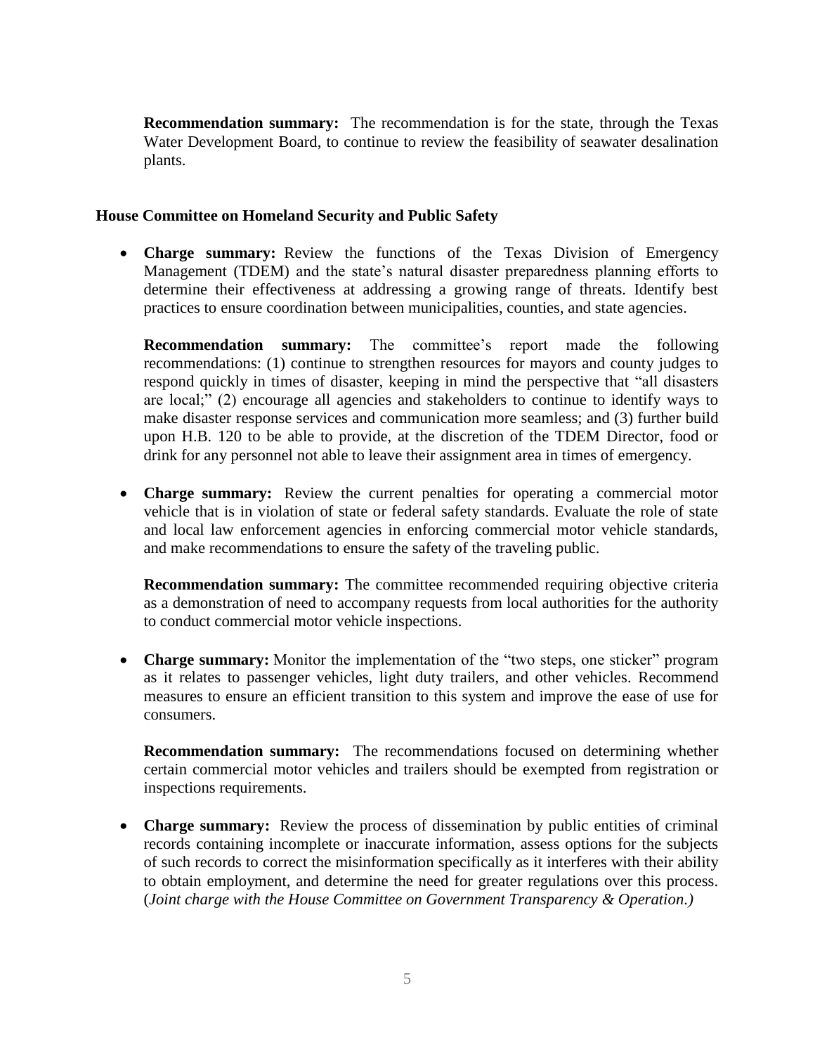**Recommendation summary:** The recommendation is for the state, through the Texas Water Development Board, to continue to review the feasibility of seawater desalination plants.

**House Committee on Homeland Security and Public Safety**

- **Charge summary:** Review the functions of the Texas Division of Emergency Management (TDEM) and the state's natural disaster preparedness planning efforts to determine their effectiveness at addressing a growing range of threats. Identify best practices to ensure coordination between municipalities, counties, and state agencies.

  **Recommendation summary:** The committee's report made the following recommendations: (1) continue to strengthen resources for mayors and county judges to respond quickly in times of disaster, keeping in mind the perspective that "all disasters are local;" (2) encourage all agencies and stakeholders to continue to identify ways to make disaster response services and communication more seamless; and (3) further build upon H.B. 120 to be able to provide, at the discretion of the TDEM Director, food or drink for any personnel not able to leave their assignment area in times of emergency.

- **Charge summary:** Review the current penalties for operating a commercial motor vehicle that is in violation of state or federal safety standards. Evaluate the role of state and local law enforcement agencies in enforcing commercial motor vehicle standards, and make recommendations to ensure the safety of the traveling public.

  **Recommendation summary:** The committee recommended requiring objective criteria as a demonstration of need to accompany requests from local authorities for the authority to conduct commercial motor vehicle inspections.

- **Charge summary:** Monitor the implementation of the "two steps, one sticker" program as it relates to passenger vehicles, light duty trailers, and other vehicles. Recommend measures to ensure an efficient transition to this system and improve the ease of use for consumers.

  **Recommendation summary:** The recommendations focused on determining whether certain commercial motor vehicles and trailers should be exempted from registration or inspections requirements.

- **Charge summary:** Review the process of dissemination by public entities of criminal records containing incomplete or inaccurate information, assess options for the subjects of such records to correct the misinformation specifically as it interferes with their ability to obtain employment, and determine the need for greater regulations over this process. (*Joint charge with the House Committee on Government Transparency & Operation.)*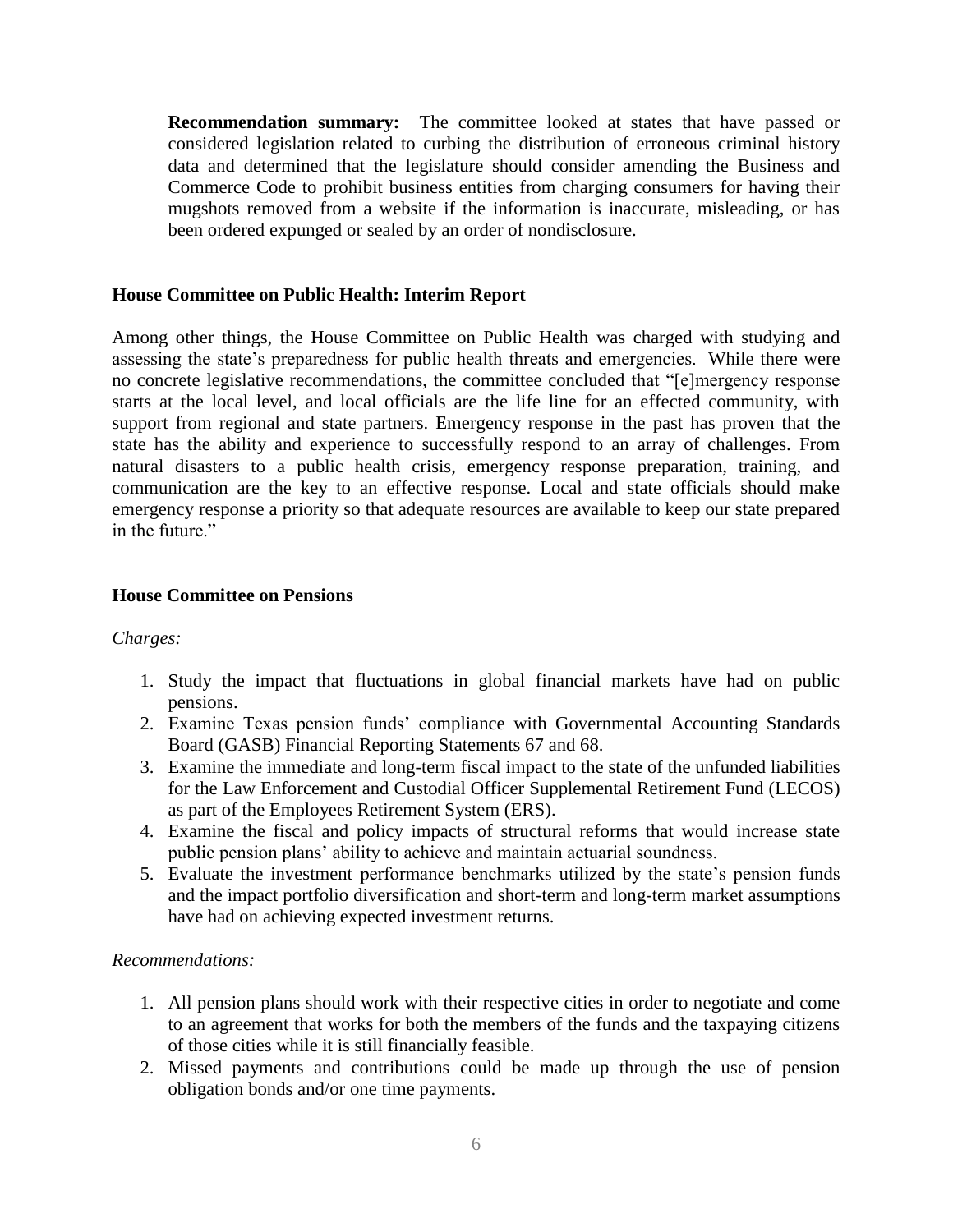**Recommendation summary:** The committee looked at states that have passed or considered legislation related to curbing the distribution of erroneous criminal history data and determined that the legislature should consider amending the Business and Commerce Code to prohibit business entities from charging consumers for having their mugshots removed from a website if the information is inaccurate, misleading, or has been ordered expunged or sealed by an order of nondisclosure.

**House Committee on Public Health: Interim Report**

Among other things, the House Committee on Public Health was charged with studying and assessing the state's preparedness for public health threats and emergencies. While there were no concrete legislative recommendations, the committee concluded that "[e]mergency response starts at the local level, and local officials are the life line for an effected community, with support from regional and state partners. Emergency response in the past has proven that the state has the ability and experience to successfully respond to an array of challenges. From natural disasters to a public health crisis, emergency response preparation, training, and communication are the key to an effective response. Local and state officials should make emergency response a priority so that adequate resources are available to keep our state prepared in the future."

**House Committee on Pensions**

*Charges:*

1. Study the impact that fluctuations in global financial markets have had on public pensions.
2. Examine Texas pension funds' compliance with Governmental Accounting Standards Board (GASB) Financial Reporting Statements 67 and 68.
3. Examine the immediate and long-term fiscal impact to the state of the unfunded liabilities for the Law Enforcement and Custodial Officer Supplemental Retirement Fund (LECOS) as part of the Employees Retirement System (ERS).
4. Examine the fiscal and policy impacts of structural reforms that would increase state public pension plans' ability to achieve and maintain actuarial soundness.
5. Evaluate the investment performance benchmarks utilized by the state's pension funds and the impact portfolio diversification and short-term and long-term market assumptions have had on achieving expected investment returns.

*Recommendations:*

1. All pension plans should work with their respective cities in order to negotiate and come to an agreement that works for both the members of the funds and the taxpaying citizens of those cities while it is still financially feasible.
2. Missed payments and contributions could be made up through the use of pension obligation bonds and/or one time payments.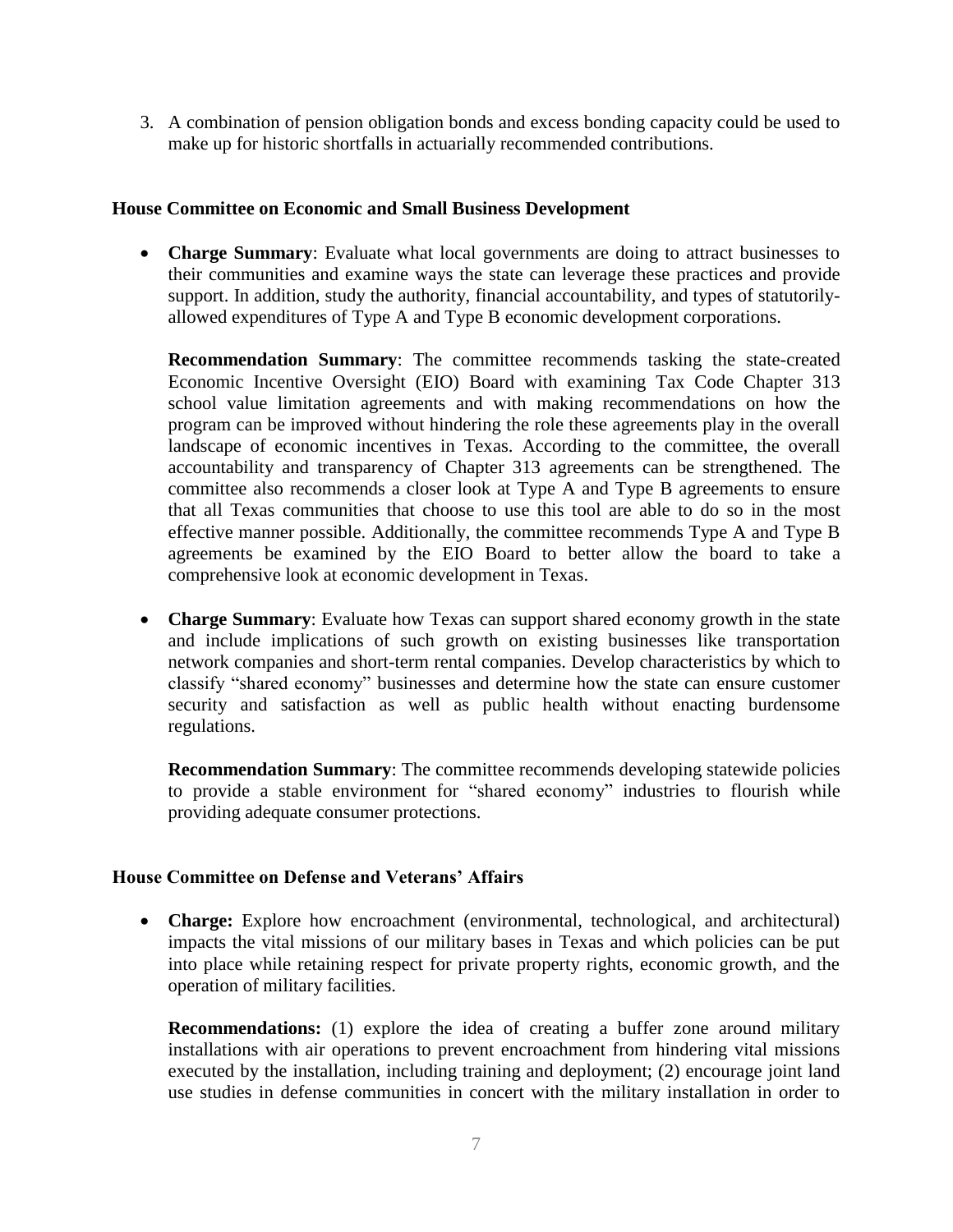3. A combination of pension obligation bonds and excess bonding capacity could be used to make up for historic shortfalls in actuarially recommended contributions.

**House Committee on Economic and Small Business Development**

- **Charge Summary**: Evaluate what local governments are doing to attract businesses to their communities and examine ways the state can leverage these practices and provide support. In addition, study the authority, financial accountability, and types of statutorily-allowed expenditures of Type A and Type B economic development corporations.

  **Recommendation Summary**: The committee recommends tasking the state-created Economic Incentive Oversight (EIO) Board with examining Tax Code Chapter 313 school value limitation agreements and with making recommendations on how the program can be improved without hindering the role these agreements play in the overall landscape of economic incentives in Texas. According to the committee, the overall accountability and transparency of Chapter 313 agreements can be strengthened. The committee also recommends a closer look at Type A and Type B agreements to ensure that all Texas communities that choose to use this tool are able to do so in the most effective manner possible. Additionally, the committee recommends Type A and Type B agreements be examined by the EIO Board to better allow the board to take a comprehensive look at economic development in Texas.

- **Charge Summary**: Evaluate how Texas can support shared economy growth in the state and include implications of such growth on existing businesses like transportation network companies and short-term rental companies. Develop characteristics by which to classify "shared economy" businesses and determine how the state can ensure customer security and satisfaction as well as public health without enacting burdensome regulations.

  **Recommendation Summary**: The committee recommends developing statewide policies to provide a stable environment for "shared economy" industries to flourish while providing adequate consumer protections.

**House Committee on Defense and Veterans' Affairs**

- **Charge:** Explore how encroachment (environmental, technological, and architectural) impacts the vital missions of our military bases in Texas and which policies can be put into place while retaining respect for private property rights, economic growth, and the operation of military facilities.

  **Recommendations:** (1) explore the idea of creating a buffer zone around military installations with air operations to prevent encroachment from hindering vital missions executed by the installation, including training and deployment; (2) encourage joint land use studies in defense communities in concert with the military installation in order to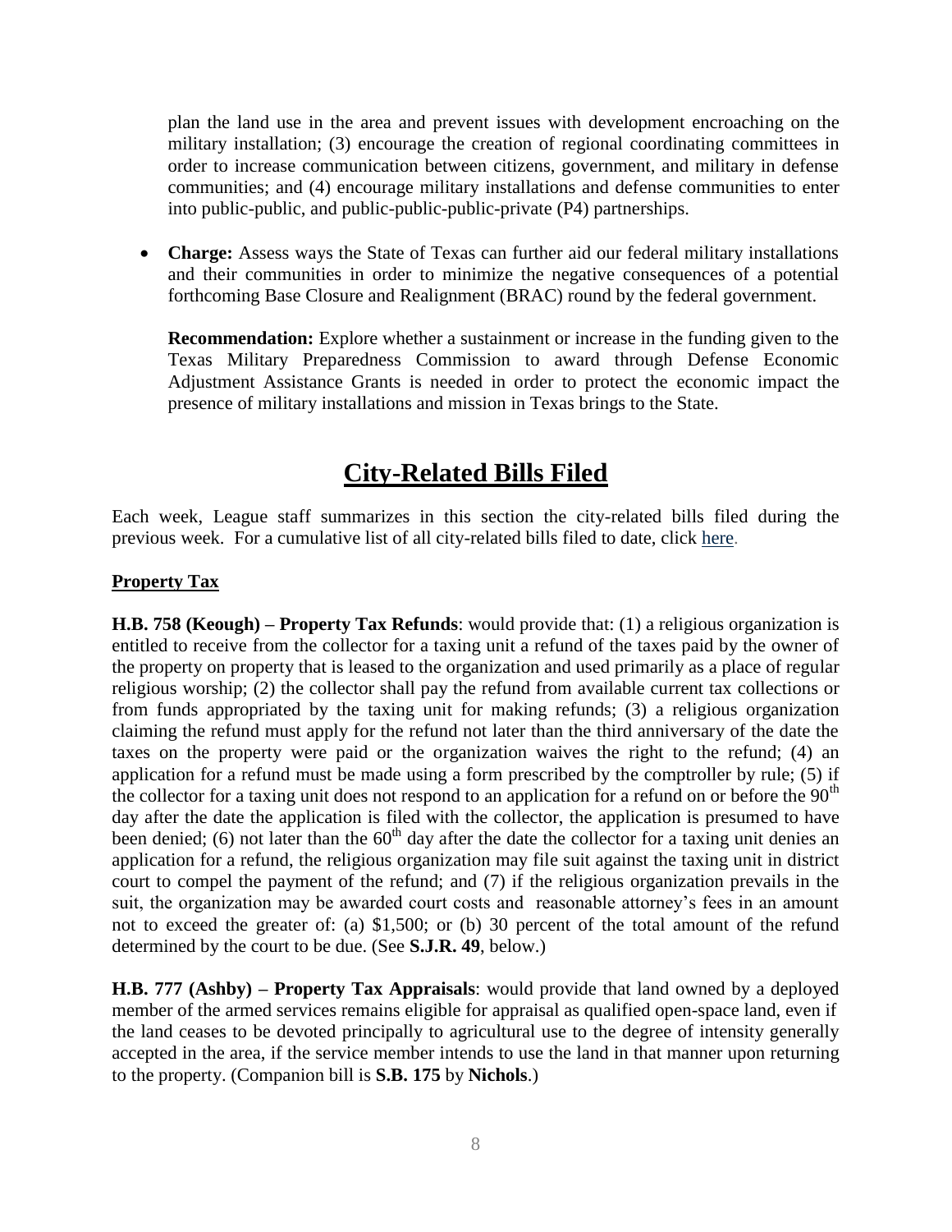plan the land use in the area and prevent issues with development encroaching on the military installation; (3) encourage the creation of regional coordinating committees in order to increase communication between citizens, government, and military in defense communities; and (4) encourage military installations and defense communities to enter into public-public, and public-public-public-private (P4) partnerships.

- **Charge:** Assess ways the State of Texas can further aid our federal military installations and their communities in order to minimize the negative consequences of a potential forthcoming Base Closure and Realignment (BRAC) round by the federal government.

  **Recommendation:** Explore whether a sustainment or increase in the funding given to the Texas Military Preparedness Commission to award through Defense Economic Adjustment Assistance Grants is needed in order to protect the economic impact the presence of military installations and mission in Texas brings to the State.

## City-Related Bills Filed

Each week, League staff summarizes in this section the city-related bills filed during the previous week. For a cumulative list of all city-related bills filed to date, click here.

### Property Tax

**H.B. 758 (Keough) – Property Tax Refunds**: would provide that: (1) a religious organization is entitled to receive from the collector for a taxing unit a refund of the taxes paid by the owner of the property on property that is leased to the organization and used primarily as a place of regular religious worship; (2) the collector shall pay the refund from available current tax collections or from funds appropriated by the taxing unit for making refunds; (3) a religious organization claiming the refund must apply for the refund not later than the third anniversary of the date the taxes on the property were paid or the organization waives the right to the refund; (4) an application for a refund must be made using a form prescribed by the comptroller by rule; (5) if the collector for a taxing unit does not respond to an application for a refund on or before the 90th day after the date the application is filed with the collector, the application is presumed to have been denied; (6) not later than the 60th day after the date the collector for a taxing unit denies an application for a refund, the religious organization may file suit against the taxing unit in district court to compel the payment of the refund; and (7) if the religious organization prevails in the suit, the organization may be awarded court costs and reasonable attorney's fees in an amount not to exceed the greater of: (a) $1,500; or (b) 30 percent of the total amount of the refund determined by the court to be due. (See **S.J.R. 49**, below.)

**H.B. 777 (Ashby) – Property Tax Appraisals**: would provide that land owned by a deployed member of the armed services remains eligible for appraisal as qualified open-space land, even if the land ceases to be devoted principally to agricultural use to the degree of intensity generally accepted in the area, if the service member intends to use the land in that manner upon returning to the property. (Companion bill is **S.B. 175** by **Nichols**.)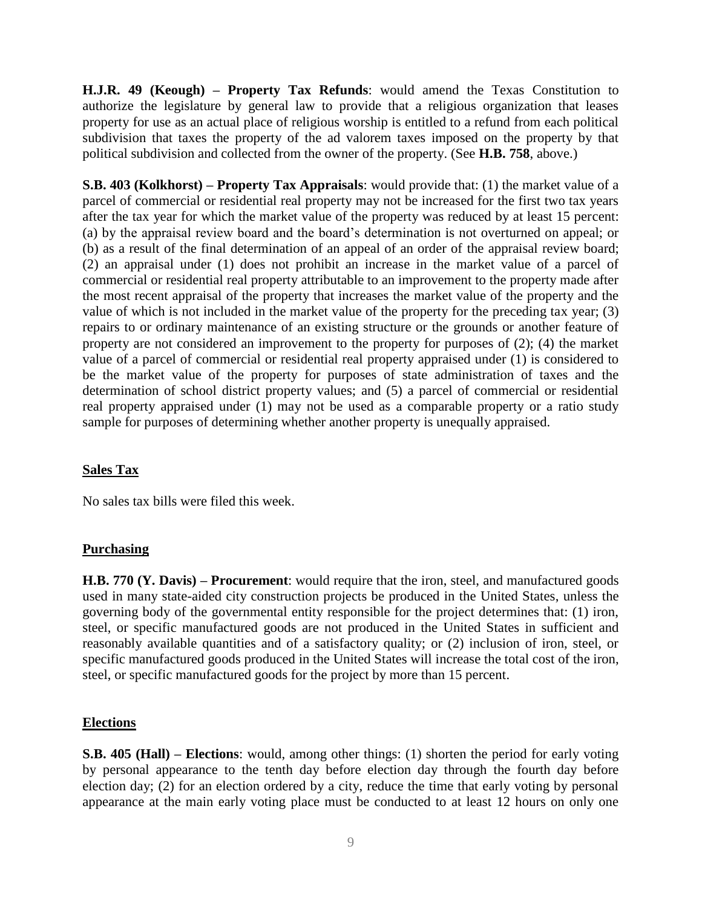**H.J.R. 49 (Keough) – Property Tax Refunds**: would amend the Texas Constitution to authorize the legislature by general law to provide that a religious organization that leases property for use as an actual place of religious worship is entitled to a refund from each political subdivision that taxes the property of the ad valorem taxes imposed on the property by that political subdivision and collected from the owner of the property. (See **H.B. 758**, above.)

**S.B. 403 (Kolkhorst) – Property Tax Appraisals**: would provide that: (1) the market value of a parcel of commercial or residential real property may not be increased for the first two tax years after the tax year for which the market value of the property was reduced by at least 15 percent: (a) by the appraisal review board and the board's determination is not overturned on appeal; or (b) as a result of the final determination of an appeal of an order of the appraisal review board; (2) an appraisal under (1) does not prohibit an increase in the market value of a parcel of commercial or residential real property attributable to an improvement to the property made after the most recent appraisal of the property that increases the market value of the property and the value of which is not included in the market value of the property for the preceding tax year; (3) repairs to or ordinary maintenance of an existing structure or the grounds or another feature of property are not considered an improvement to the property for purposes of (2); (4) the market value of a parcel of commercial or residential real property appraised under (1) is considered to be the market value of the property for purposes of state administration of taxes and the determination of school district property values; and (5) a parcel of commercial or residential real property appraised under (1) may not be used as a comparable property or a ratio study sample for purposes of determining whether another property is unequally appraised.

## Sales Tax

No sales tax bills were filed this week.

## Purchasing

**H.B. 770 (Y. Davis) – Procurement**: would require that the iron, steel, and manufactured goods used in many state-aided city construction projects be produced in the United States, unless the governing body of the governmental entity responsible for the project determines that: (1) iron, steel, or specific manufactured goods are not produced in the United States in sufficient and reasonably available quantities and of a satisfactory quality; or (2) inclusion of iron, steel, or specific manufactured goods produced in the United States will increase the total cost of the iron, steel, or specific manufactured goods for the project by more than 15 percent.

## Elections

**S.B. 405 (Hall) – Elections**: would, among other things: (1) shorten the period for early voting by personal appearance to the tenth day before election day through the fourth day before election day; (2) for an election ordered by a city, reduce the time that early voting by personal appearance at the main early voting place must be conducted to at least 12 hours on only one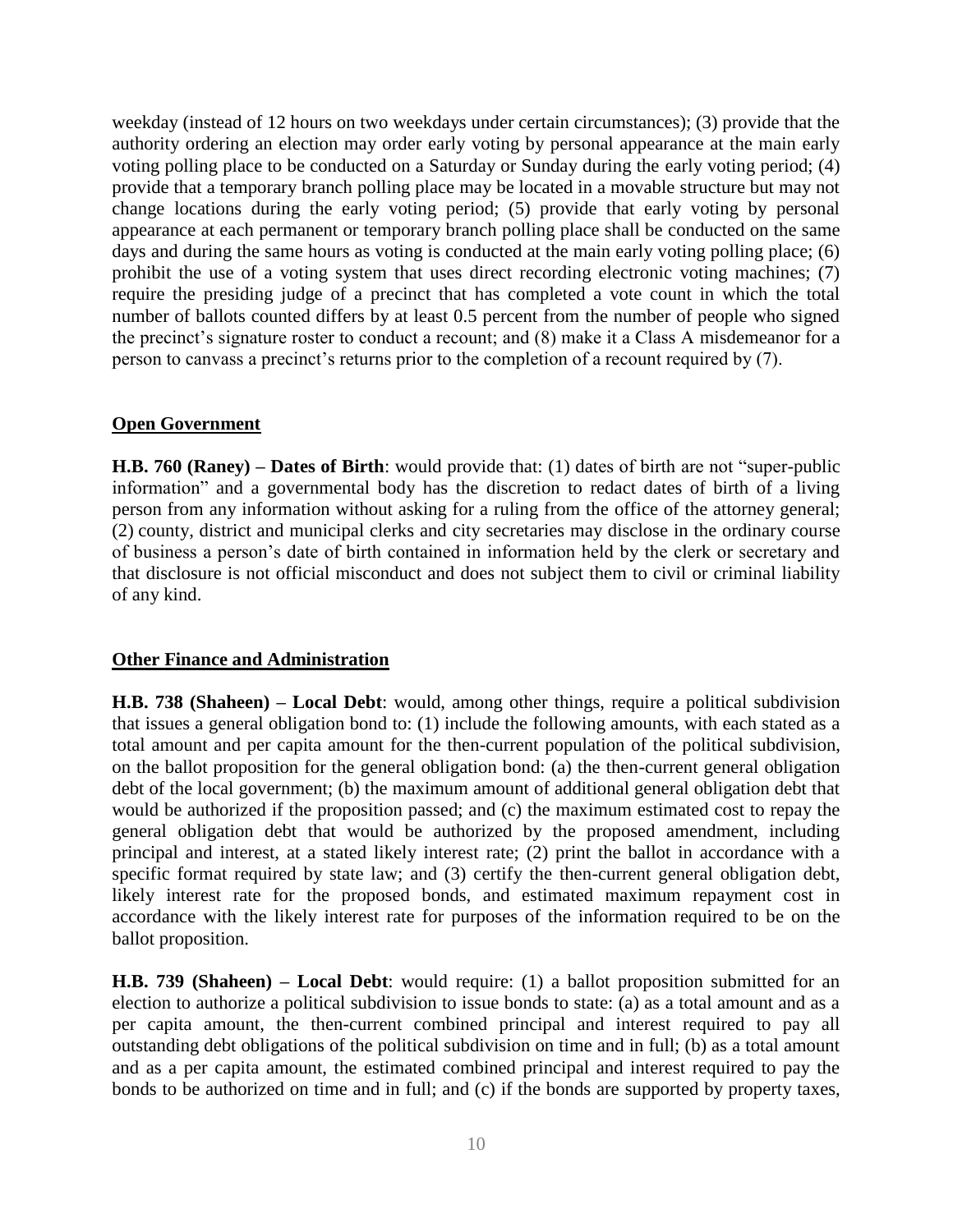weekday (instead of 12 hours on two weekdays under certain circumstances); (3) provide that the authority ordering an election may order early voting by personal appearance at the main early voting polling place to be conducted on a Saturday or Sunday during the early voting period; (4) provide that a temporary branch polling place may be located in a movable structure but may not change locations during the early voting period; (5) provide that early voting by personal appearance at each permanent or temporary branch polling place shall be conducted on the same days and during the same hours as voting is conducted at the main early voting polling place; (6) prohibit the use of a voting system that uses direct recording electronic voting machines; (7) require the presiding judge of a precinct that has completed a vote count in which the total number of ballots counted differs by at least 0.5 percent from the number of people who signed the precinct's signature roster to conduct a recount; and (8) make it a Class A misdemeanor for a person to canvass a precinct's returns prior to the completion of a recount required by (7).

## Open Government

**H.B. 760 (Raney) – Dates of Birth**: would provide that: (1) dates of birth are not "super-public information" and a governmental body has the discretion to redact dates of birth of a living person from any information without asking for a ruling from the office of the attorney general; (2) county, district and municipal clerks and city secretaries may disclose in the ordinary course of business a person's date of birth contained in information held by the clerk or secretary and that disclosure is not official misconduct and does not subject them to civil or criminal liability of any kind.

## Other Finance and Administration

**H.B. 738 (Shaheen) – Local Debt**: would, among other things, require a political subdivision that issues a general obligation bond to: (1) include the following amounts, with each stated as a total amount and per capita amount for the then-current population of the political subdivision, on the ballot proposition for the general obligation bond: (a) the then-current general obligation debt of the local government; (b) the maximum amount of additional general obligation debt that would be authorized if the proposition passed; and (c) the maximum estimated cost to repay the general obligation debt that would be authorized by the proposed amendment, including principal and interest, at a stated likely interest rate; (2) print the ballot in accordance with a specific format required by state law; and (3) certify the then-current general obligation debt, likely interest rate for the proposed bonds, and estimated maximum repayment cost in accordance with the likely interest rate for purposes of the information required to be on the ballot proposition.

**H.B. 739 (Shaheen) – Local Debt**: would require: (1) a ballot proposition submitted for an election to authorize a political subdivision to issue bonds to state: (a) as a total amount and as a per capita amount, the then-current combined principal and interest required to pay all outstanding debt obligations of the political subdivision on time and in full; (b) as a total amount and as a per capita amount, the estimated combined principal and interest required to pay the bonds to be authorized on time and in full; and (c) if the bonds are supported by property taxes,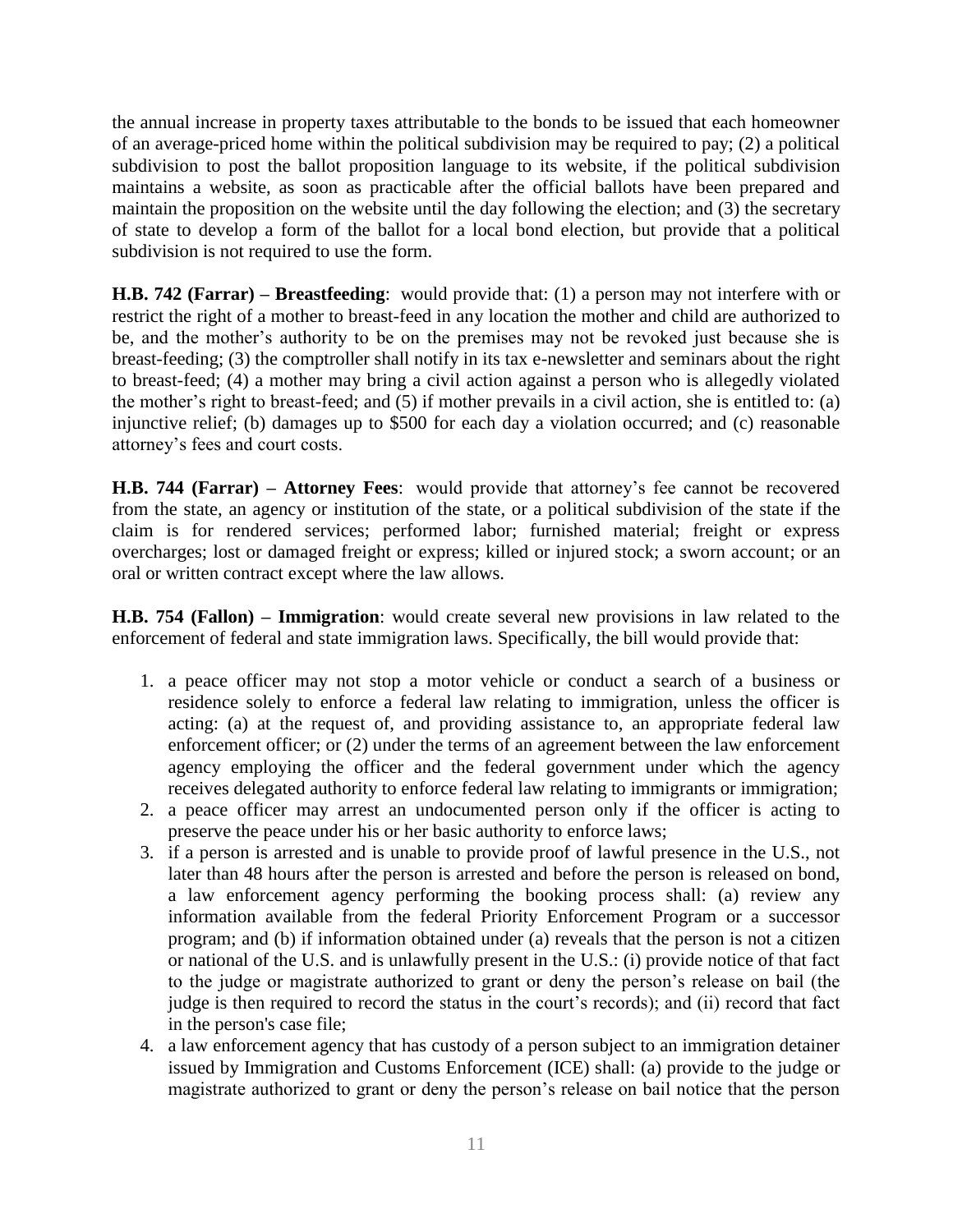the annual increase in property taxes attributable to the bonds to be issued that each homeowner of an average-priced home within the political subdivision may be required to pay; (2) a political subdivision to post the ballot proposition language to its website, if the political subdivision maintains a website, as soon as practicable after the official ballots have been prepared and maintain the proposition on the website until the day following the election; and (3) the secretary of state to develop a form of the ballot for a local bond election, but provide that a political subdivision is not required to use the form.

**H.B. 742 (Farrar) – Breastfeeding**: would provide that: (1) a person may not interfere with or restrict the right of a mother to breast-feed in any location the mother and child are authorized to be, and the mother's authority to be on the premises may not be revoked just because she is breast-feeding; (3) the comptroller shall notify in its tax e-newsletter and seminars about the right to breast-feed; (4) a mother may bring a civil action against a person who is allegedly violated the mother's right to breast-feed; and (5) if mother prevails in a civil action, she is entitled to: (a) injunctive relief; (b) damages up to $500 for each day a violation occurred; and (c) reasonable attorney's fees and court costs.

**H.B. 744 (Farrar) – Attorney Fees**: would provide that attorney's fee cannot be recovered from the state, an agency or institution of the state, or a political subdivision of the state if the claim is for rendered services; performed labor; furnished material; freight or express overcharges; lost or damaged freight or express; killed or injured stock; a sworn account; or an oral or written contract except where the law allows.

**H.B. 754 (Fallon) – Immigration**: would create several new provisions in law related to the enforcement of federal and state immigration laws. Specifically, the bill would provide that:

1. a peace officer may not stop a motor vehicle or conduct a search of a business or residence solely to enforce a federal law relating to immigration, unless the officer is acting: (a) at the request of, and providing assistance to, an appropriate federal law enforcement officer; or (2) under the terms of an agreement between the law enforcement agency employing the officer and the federal government under which the agency receives delegated authority to enforce federal law relating to immigrants or immigration;
2. a peace officer may arrest an undocumented person only if the officer is acting to preserve the peace under his or her basic authority to enforce laws;
3. if a person is arrested and is unable to provide proof of lawful presence in the U.S., not later than 48 hours after the person is arrested and before the person is released on bond, a law enforcement agency performing the booking process shall: (a) review any information available from the federal Priority Enforcement Program or a successor program; and (b) if information obtained under (a) reveals that the person is not a citizen or national of the U.S. and is unlawfully present in the U.S.: (i) provide notice of that fact to the judge or magistrate authorized to grant or deny the person's release on bail (the judge is then required to record the status in the court's records); and (ii) record that fact in the person's case file;
4. a law enforcement agency that has custody of a person subject to an immigration detainer issued by Immigration and Customs Enforcement (ICE) shall: (a) provide to the judge or magistrate authorized to grant or deny the person's release on bail notice that the person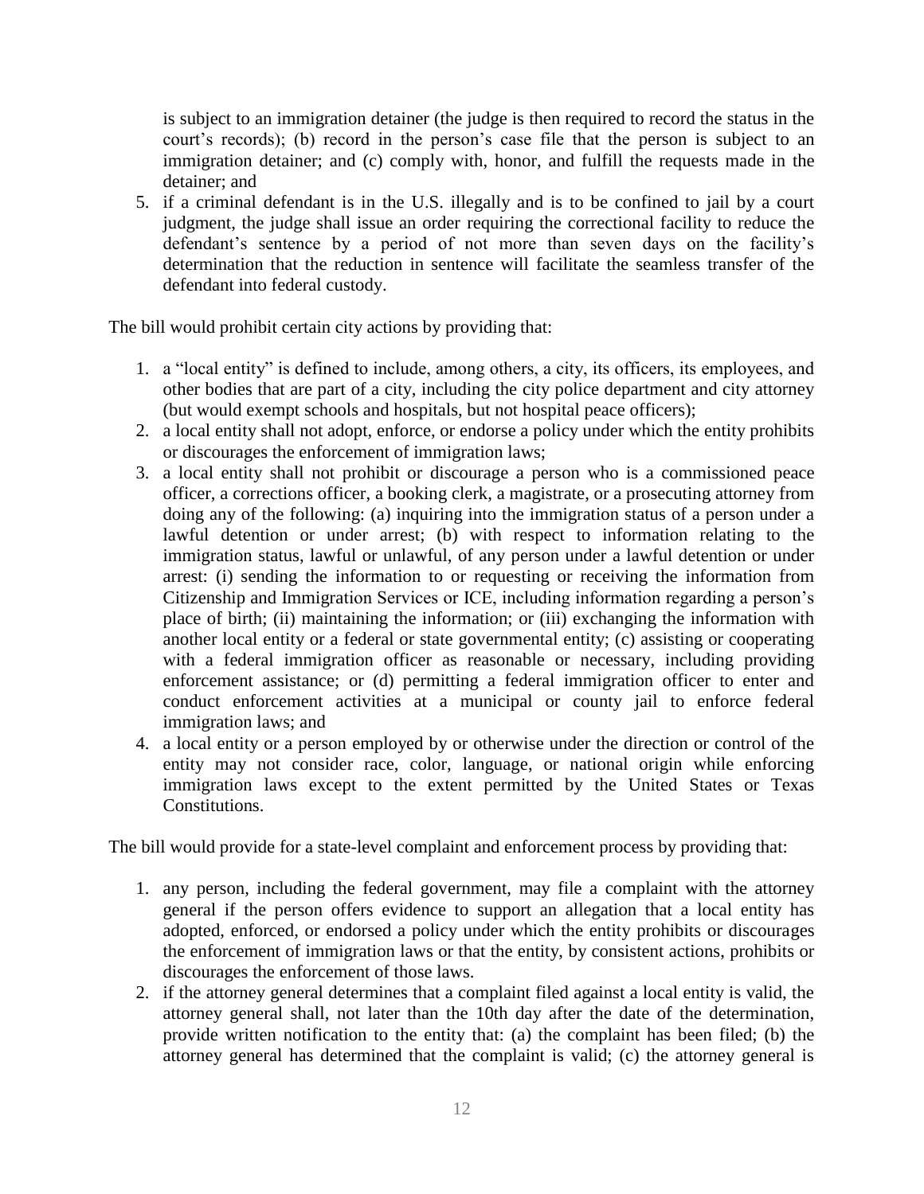is subject to an immigration detainer (the judge is then required to record the status in the court's records); (b) record in the person's case file that the person is subject to an immigration detainer; and (c) comply with, honor, and fulfill the requests made in the detainer; and

5. if a criminal defendant is in the U.S. illegally and is to be confined to jail by a court judgment, the judge shall issue an order requiring the correctional facility to reduce the defendant's sentence by a period of not more than seven days on the facility's determination that the reduction in sentence will facilitate the seamless transfer of the defendant into federal custody.

The bill would prohibit certain city actions by providing that:

1. a "local entity" is defined to include, among others, a city, its officers, its employees, and other bodies that are part of a city, including the city police department and city attorney (but would exempt schools and hospitals, but not hospital peace officers);
2. a local entity shall not adopt, enforce, or endorse a policy under which the entity prohibits or discourages the enforcement of immigration laws;
3. a local entity shall not prohibit or discourage a person who is a commissioned peace officer, a corrections officer, a booking clerk, a magistrate, or a prosecuting attorney from doing any of the following: (a) inquiring into the immigration status of a person under a lawful detention or under arrest; (b) with respect to information relating to the immigration status, lawful or unlawful, of any person under a lawful detention or under arrest: (i) sending the information to or requesting or receiving the information from Citizenship and Immigration Services or ICE, including information regarding a person's place of birth; (ii) maintaining the information; or (iii) exchanging the information with another local entity or a federal or state governmental entity; (c) assisting or cooperating with a federal immigration officer as reasonable or necessary, including providing enforcement assistance; or (d) permitting a federal immigration officer to enter and conduct enforcement activities at a municipal or county jail to enforce federal immigration laws; and
4. a local entity or a person employed by or otherwise under the direction or control of the entity may not consider race, color, language, or national origin while enforcing immigration laws except to the extent permitted by the United States or Texas Constitutions.

The bill would provide for a state-level complaint and enforcement process by providing that:

1. any person, including the federal government, may file a complaint with the attorney general if the person offers evidence to support an allegation that a local entity has adopted, enforced, or endorsed a policy under which the entity prohibits or discourages the enforcement of immigration laws or that the entity, by consistent actions, prohibits or discourages the enforcement of those laws.
2. if the attorney general determines that a complaint filed against a local entity is valid, the attorney general shall, not later than the 10th day after the date of the determination, provide written notification to the entity that: (a) the complaint has been filed; (b) the attorney general has determined that the complaint is valid; (c) the attorney general is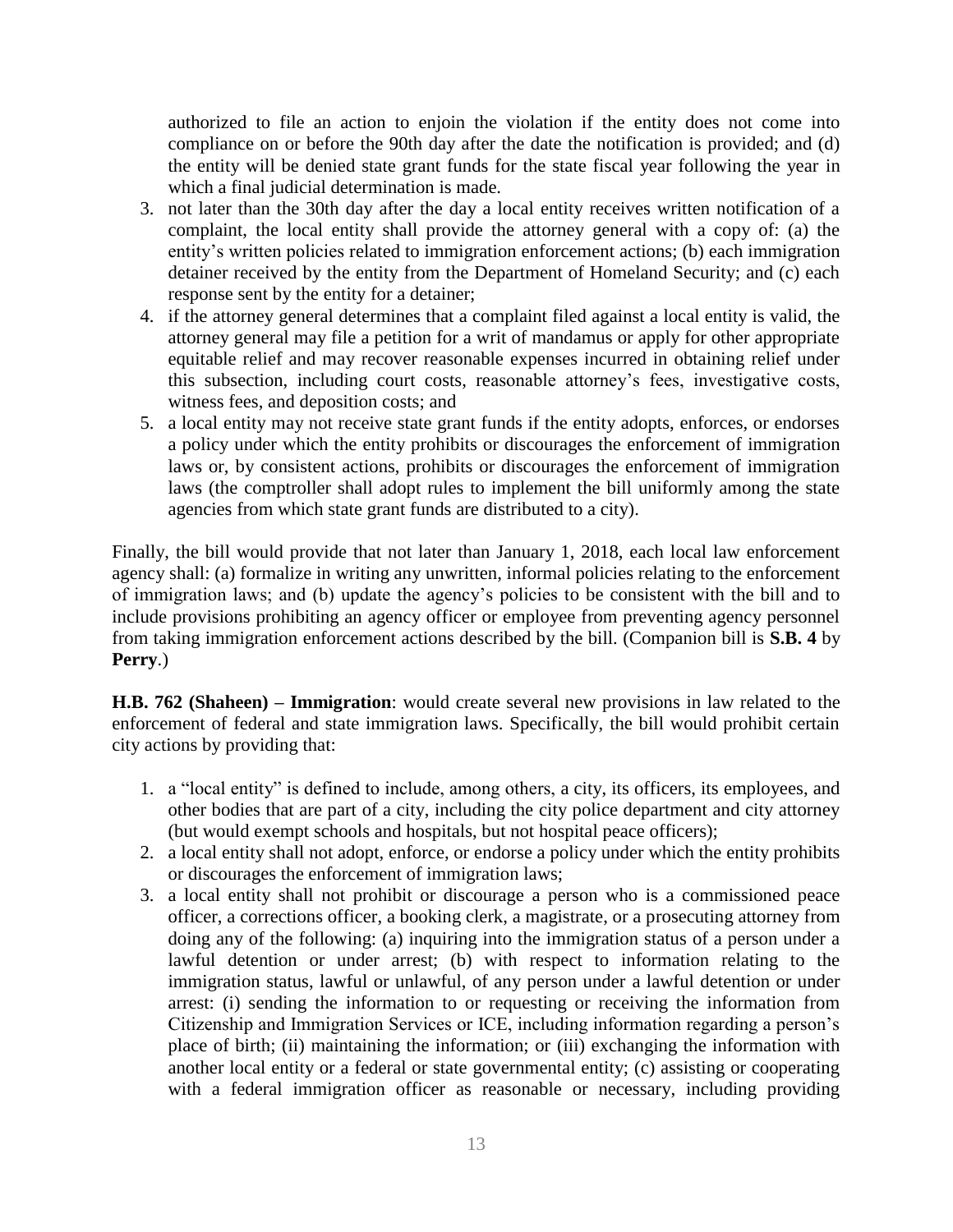authorized to file an action to enjoin the violation if the entity does not come into compliance on or before the 90th day after the date the notification is provided; and (d) the entity will be denied state grant funds for the state fiscal year following the year in which a final judicial determination is made.

3. not later than the 30th day after the day a local entity receives written notification of a complaint, the local entity shall provide the attorney general with a copy of: (a) the entity's written policies related to immigration enforcement actions; (b) each immigration detainer received by the entity from the Department of Homeland Security; and (c) each response sent by the entity for a detainer;
4. if the attorney general determines that a complaint filed against a local entity is valid, the attorney general may file a petition for a writ of mandamus or apply for other appropriate equitable relief and may recover reasonable expenses incurred in obtaining relief under this subsection, including court costs, reasonable attorney's fees, investigative costs, witness fees, and deposition costs; and
5. a local entity may not receive state grant funds if the entity adopts, enforces, or endorses a policy under which the entity prohibits or discourages the enforcement of immigration laws or, by consistent actions, prohibits or discourages the enforcement of immigration laws (the comptroller shall adopt rules to implement the bill uniformly among the state agencies from which state grant funds are distributed to a city).

Finally, the bill would provide that not later than January 1, 2018, each local law enforcement agency shall: (a) formalize in writing any unwritten, informal policies relating to the enforcement of immigration laws; and (b) update the agency's policies to be consistent with the bill and to include provisions prohibiting an agency officer or employee from preventing agency personnel from taking immigration enforcement actions described by the bill. (Companion bill is **S.B. 4** by **Perry**.)

**H.B. 762 (Shaheen) – Immigration**: would create several new provisions in law related to the enforcement of federal and state immigration laws. Specifically, the bill would prohibit certain city actions by providing that:

1. a "local entity" is defined to include, among others, a city, its officers, its employees, and other bodies that are part of a city, including the city police department and city attorney (but would exempt schools and hospitals, but not hospital peace officers);
2. a local entity shall not adopt, enforce, or endorse a policy under which the entity prohibits or discourages the enforcement of immigration laws;
3. a local entity shall not prohibit or discourage a person who is a commissioned peace officer, a corrections officer, a booking clerk, a magistrate, or a prosecuting attorney from doing any of the following: (a) inquiring into the immigration status of a person under a lawful detention or under arrest; (b) with respect to information relating to the immigration status, lawful or unlawful, of any person under a lawful detention or under arrest: (i) sending the information to or requesting or receiving the information from Citizenship and Immigration Services or ICE, including information regarding a person's place of birth; (ii) maintaining the information; or (iii) exchanging the information with another local entity or a federal or state governmental entity; (c) assisting or cooperating with a federal immigration officer as reasonable or necessary, including providing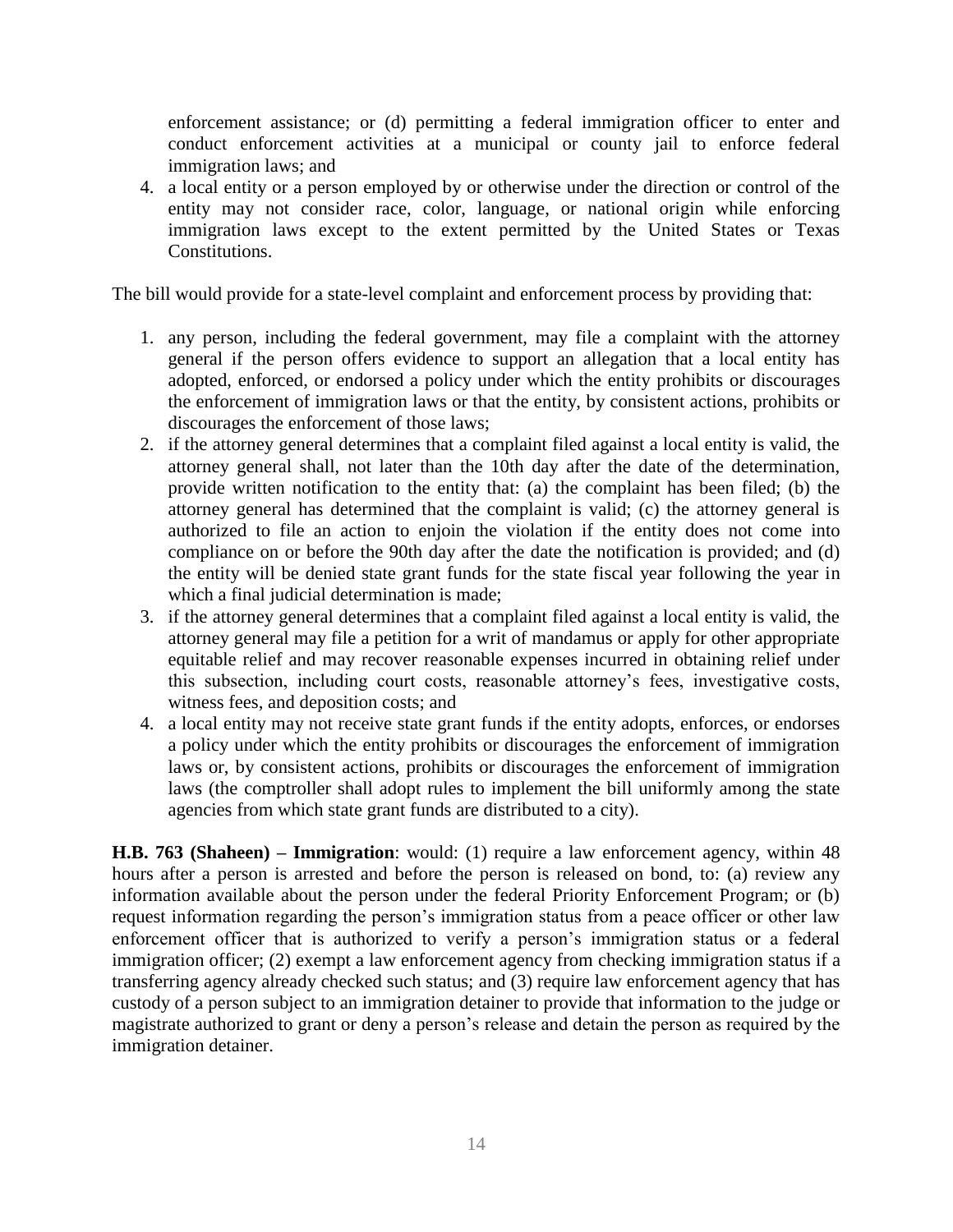enforcement assistance; or (d) permitting a federal immigration officer to enter and conduct enforcement activities at a municipal or county jail to enforce federal immigration laws; and

4. a local entity or a person employed by or otherwise under the direction or control of the entity may not consider race, color, language, or national origin while enforcing immigration laws except to the extent permitted by the United States or Texas Constitutions.

The bill would provide for a state-level complaint and enforcement process by providing that:

1. any person, including the federal government, may file a complaint with the attorney general if the person offers evidence to support an allegation that a local entity has adopted, enforced, or endorsed a policy under which the entity prohibits or discourages the enforcement of immigration laws or that the entity, by consistent actions, prohibits or discourages the enforcement of those laws;
2. if the attorney general determines that a complaint filed against a local entity is valid, the attorney general shall, not later than the 10th day after the date of the determination, provide written notification to the entity that: (a) the complaint has been filed; (b) the attorney general has determined that the complaint is valid; (c) the attorney general is authorized to file an action to enjoin the violation if the entity does not come into compliance on or before the 90th day after the date the notification is provided; and (d) the entity will be denied state grant funds for the state fiscal year following the year in which a final judicial determination is made;
3. if the attorney general determines that a complaint filed against a local entity is valid, the attorney general may file a petition for a writ of mandamus or apply for other appropriate equitable relief and may recover reasonable expenses incurred in obtaining relief under this subsection, including court costs, reasonable attorney's fees, investigative costs, witness fees, and deposition costs; and
4. a local entity may not receive state grant funds if the entity adopts, enforces, or endorses a policy under which the entity prohibits or discourages the enforcement of immigration laws or, by consistent actions, prohibits or discourages the enforcement of immigration laws (the comptroller shall adopt rules to implement the bill uniformly among the state agencies from which state grant funds are distributed to a city).

**H.B. 763 (Shaheen) – Immigration**: would: (1) require a law enforcement agency, within 48 hours after a person is arrested and before the person is released on bond, to: (a) review any information available about the person under the federal Priority Enforcement Program; or (b) request information regarding the person's immigration status from a peace officer or other law enforcement officer that is authorized to verify a person's immigration status or a federal immigration officer; (2) exempt a law enforcement agency from checking immigration status if a transferring agency already checked such status; and (3) require law enforcement agency that has custody of a person subject to an immigration detainer to provide that information to the judge or magistrate authorized to grant or deny a person's release and detain the person as required by the immigration detainer.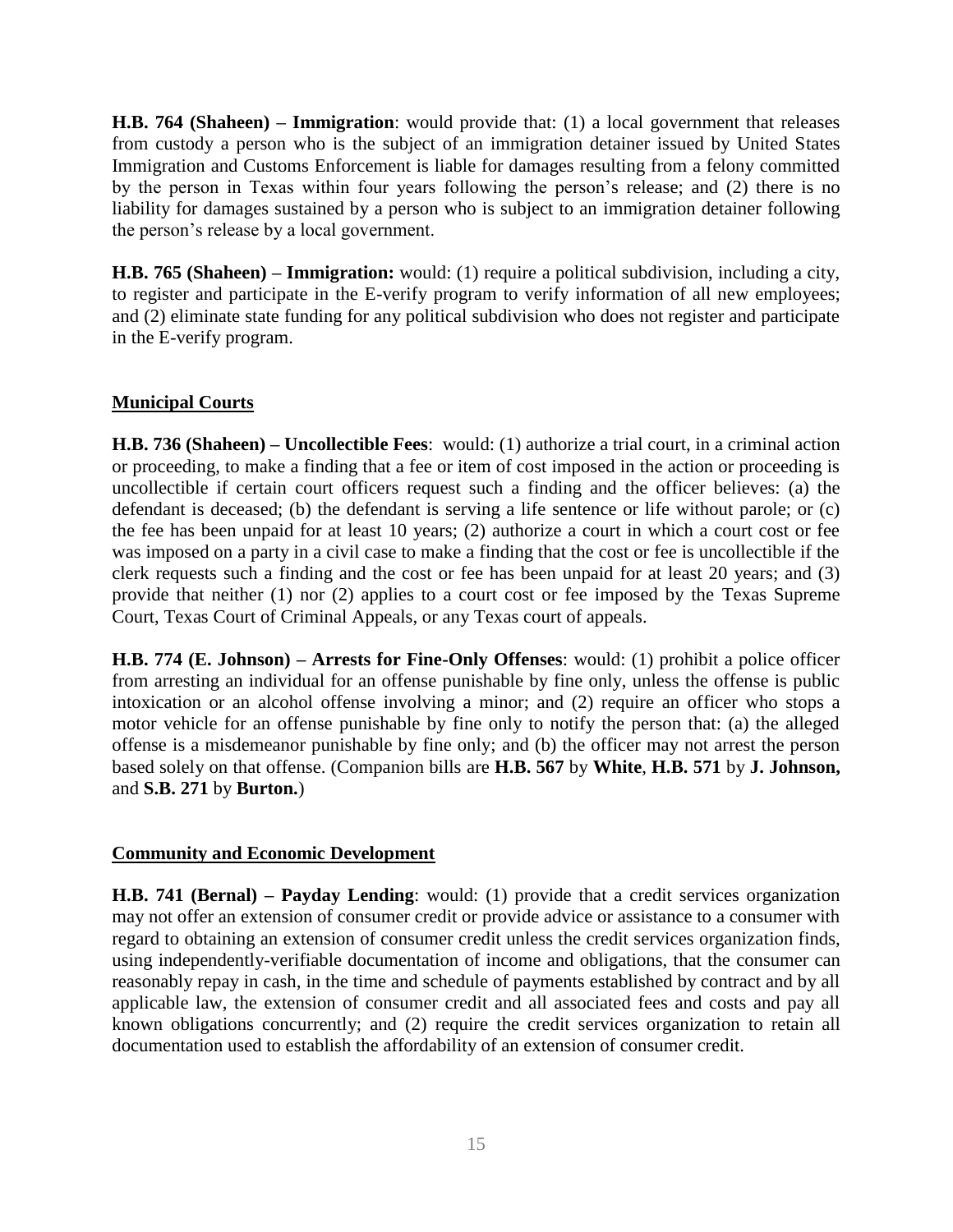**H.B. 764 (Shaheen) – Immigration**: would provide that: (1) a local government that releases from custody a person who is the subject of an immigration detainer issued by United States Immigration and Customs Enforcement is liable for damages resulting from a felony committed by the person in Texas within four years following the person's release; and (2) there is no liability for damages sustained by a person who is subject to an immigration detainer following the person's release by a local government.

**H.B. 765 (Shaheen) – Immigration:** would: (1) require a political subdivision, including a city, to register and participate in the E-verify program to verify information of all new employees; and (2) eliminate state funding for any political subdivision who does not register and participate in the E-verify program.

## Municipal Courts

**H.B. 736 (Shaheen) – Uncollectible Fees**: would: (1) authorize a trial court, in a criminal action or proceeding, to make a finding that a fee or item of cost imposed in the action or proceeding is uncollectible if certain court officers request such a finding and the officer believes: (a) the defendant is deceased; (b) the defendant is serving a life sentence or life without parole; or (c) the fee has been unpaid for at least 10 years; (2) authorize a court in which a court cost or fee was imposed on a party in a civil case to make a finding that the cost or fee is uncollectible if the clerk requests such a finding and the cost or fee has been unpaid for at least 20 years; and (3) provide that neither (1) nor (2) applies to a court cost or fee imposed by the Texas Supreme Court, Texas Court of Criminal Appeals, or any Texas court of appeals.

**H.B. 774 (E. Johnson) – Arrests for Fine-Only Offenses**: would: (1) prohibit a police officer from arresting an individual for an offense punishable by fine only, unless the offense is public intoxication or an alcohol offense involving a minor; and (2) require an officer who stops a motor vehicle for an offense punishable by fine only to notify the person that: (a) the alleged offense is a misdemeanor punishable by fine only; and (b) the officer may not arrest the person based solely on that offense. (Companion bills are **H.B. 567** by **White**, **H.B. 571** by **J. Johnson,** and **S.B. 271** by **Burton.**)

## Community and Economic Development

**H.B. 741 (Bernal) – Payday Lending**: would: (1) provide that a credit services organization may not offer an extension of consumer credit or provide advice or assistance to a consumer with regard to obtaining an extension of consumer credit unless the credit services organization finds, using independently-verifiable documentation of income and obligations, that the consumer can reasonably repay in cash, in the time and schedule of payments established by contract and by all applicable law, the extension of consumer credit and all associated fees and costs and pay all known obligations concurrently; and (2) require the credit services organization to retain all documentation used to establish the affordability of an extension of consumer credit.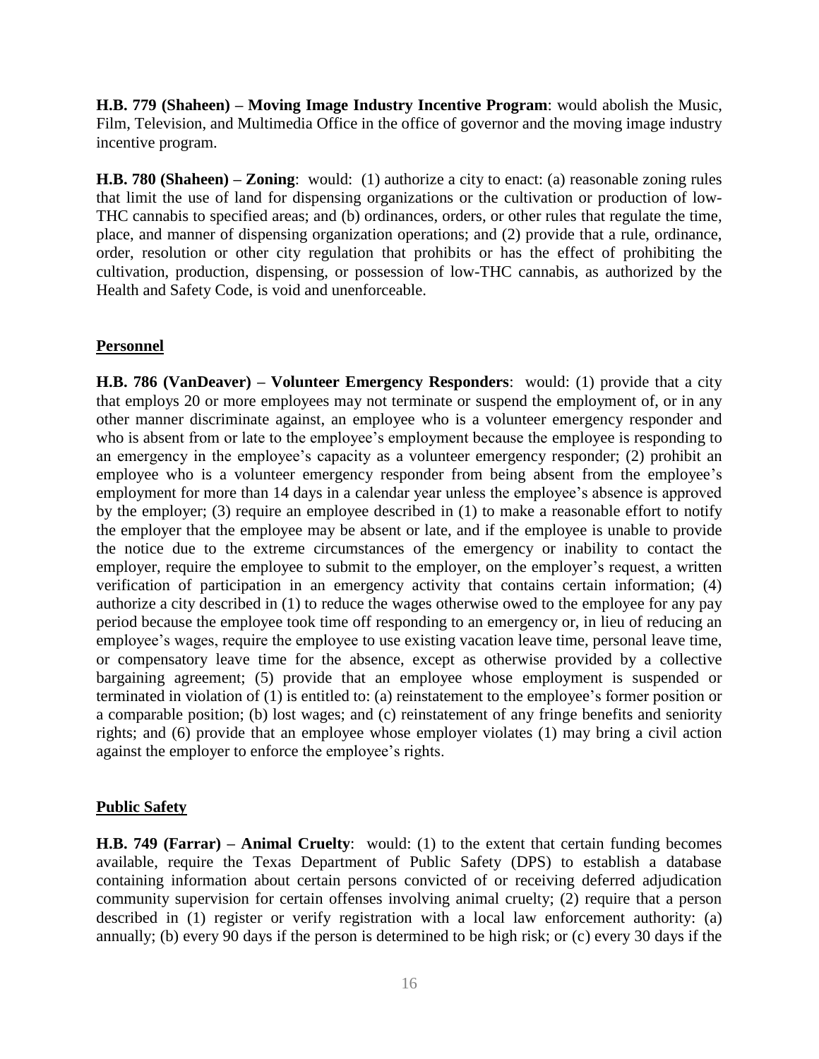**H.B. 779 (Shaheen) – Moving Image Industry Incentive Program**: would abolish the Music, Film, Television, and Multimedia Office in the office of governor and the moving image industry incentive program.

**H.B. 780 (Shaheen) – Zoning**: would: (1) authorize a city to enact: (a) reasonable zoning rules that limit the use of land for dispensing organizations or the cultivation or production of low-THC cannabis to specified areas; and (b) ordinances, orders, or other rules that regulate the time, place, and manner of dispensing organization operations; and (2) provide that a rule, ordinance, order, resolution or other city regulation that prohibits or has the effect of prohibiting the cultivation, production, dispensing, or possession of low-THC cannabis, as authorized by the Health and Safety Code, is void and unenforceable.

## Personnel

**H.B. 786 (VanDeaver) – Volunteer Emergency Responders**: would: (1) provide that a city that employs 20 or more employees may not terminate or suspend the employment of, or in any other manner discriminate against, an employee who is a volunteer emergency responder and who is absent from or late to the employee's employment because the employee is responding to an emergency in the employee's capacity as a volunteer emergency responder; (2) prohibit an employee who is a volunteer emergency responder from being absent from the employee's employment for more than 14 days in a calendar year unless the employee's absence is approved by the employer; (3) require an employee described in (1) to make a reasonable effort to notify the employer that the employee may be absent or late, and if the employee is unable to provide the notice due to the extreme circumstances of the emergency or inability to contact the employer, require the employee to submit to the employer, on the employer's request, a written verification of participation in an emergency activity that contains certain information; (4) authorize a city described in (1) to reduce the wages otherwise owed to the employee for any pay period because the employee took time off responding to an emergency or, in lieu of reducing an employee's wages, require the employee to use existing vacation leave time, personal leave time, or compensatory leave time for the absence, except as otherwise provided by a collective bargaining agreement; (5) provide that an employee whose employment is suspended or terminated in violation of (1) is entitled to: (a) reinstatement to the employee's former position or a comparable position; (b) lost wages; and (c) reinstatement of any fringe benefits and seniority rights; and (6) provide that an employee whose employer violates (1) may bring a civil action against the employer to enforce the employee's rights.

## Public Safety

**H.B. 749 (Farrar) – Animal Cruelty**: would: (1) to the extent that certain funding becomes available, require the Texas Department of Public Safety (DPS) to establish a database containing information about certain persons convicted of or receiving deferred adjudication community supervision for certain offenses involving animal cruelty; (2) require that a person described in (1) register or verify registration with a local law enforcement authority: (a) annually; (b) every 90 days if the person is determined to be high risk; or (c) every 30 days if the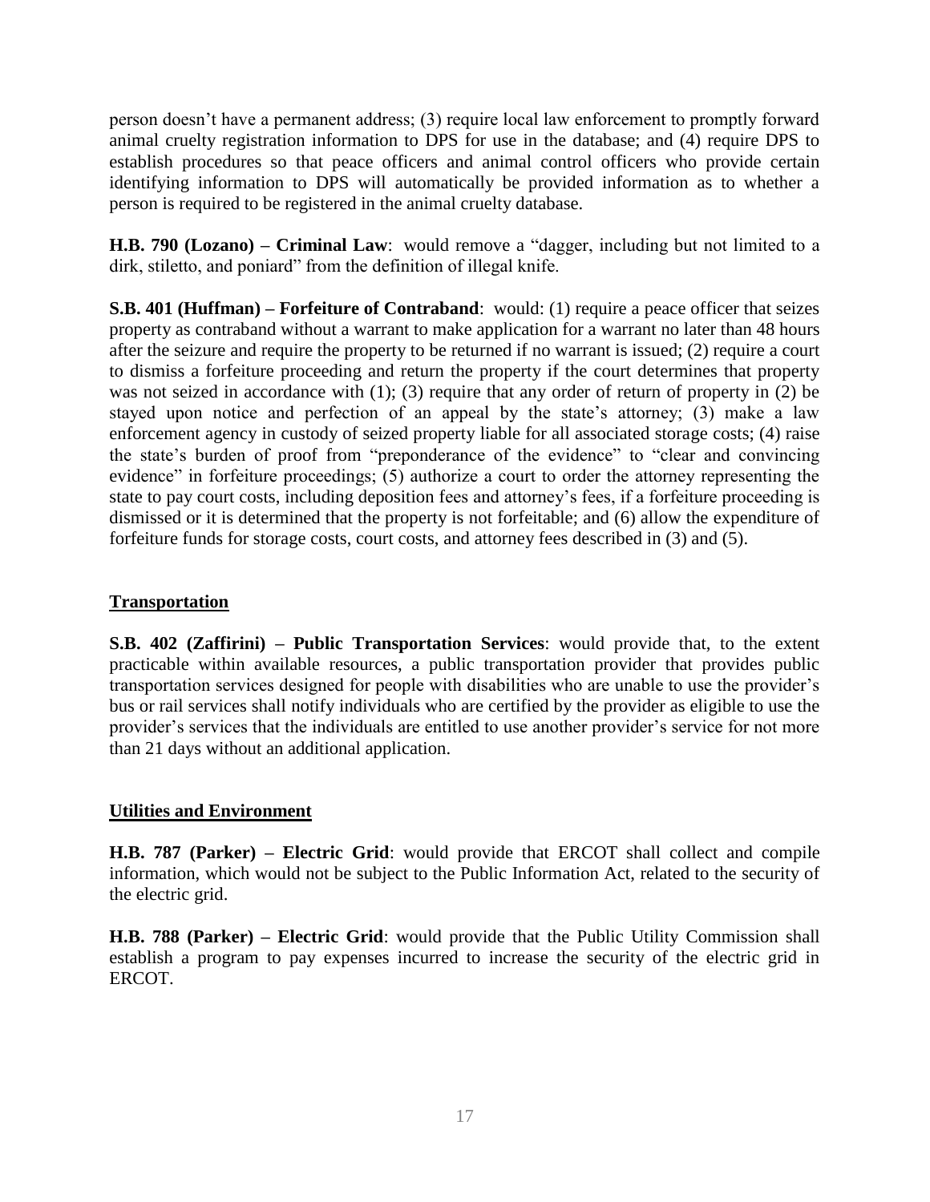person doesn't have a permanent address; (3) require local law enforcement to promptly forward animal cruelty registration information to DPS for use in the database; and (4) require DPS to establish procedures so that peace officers and animal control officers who provide certain identifying information to DPS will automatically be provided information as to whether a person is required to be registered in the animal cruelty database.

**H.B. 790 (Lozano) – Criminal Law**: would remove a "dagger, including but not limited to a dirk, stiletto, and poniard" from the definition of illegal knife.

**S.B. 401 (Huffman) – Forfeiture of Contraband**: would: (1) require a peace officer that seizes property as contraband without a warrant to make application for a warrant no later than 48 hours after the seizure and require the property to be returned if no warrant is issued; (2) require a court to dismiss a forfeiture proceeding and return the property if the court determines that property was not seized in accordance with (1); (3) require that any order of return of property in (2) be stayed upon notice and perfection of an appeal by the state's attorney; (3) make a law enforcement agency in custody of seized property liable for all associated storage costs; (4) raise the state's burden of proof from "preponderance of the evidence" to "clear and convincing evidence" in forfeiture proceedings; (5) authorize a court to order the attorney representing the state to pay court costs, including deposition fees and attorney's fees, if a forfeiture proceeding is dismissed or it is determined that the property is not forfeitable; and (6) allow the expenditure of forfeiture funds for storage costs, court costs, and attorney fees described in (3) and (5).

## Transportation

**S.B. 402 (Zaffirini) – Public Transportation Services**: would provide that, to the extent practicable within available resources, a public transportation provider that provides public transportation services designed for people with disabilities who are unable to use the provider's bus or rail services shall notify individuals who are certified by the provider as eligible to use the provider's services that the individuals are entitled to use another provider's service for not more than 21 days without an additional application.

## Utilities and Environment

**H.B. 787 (Parker) – Electric Grid**: would provide that ERCOT shall collect and compile information, which would not be subject to the Public Information Act, related to the security of the electric grid.

**H.B. 788 (Parker) – Electric Grid**: would provide that the Public Utility Commission shall establish a program to pay expenses incurred to increase the security of the electric grid in ERCOT.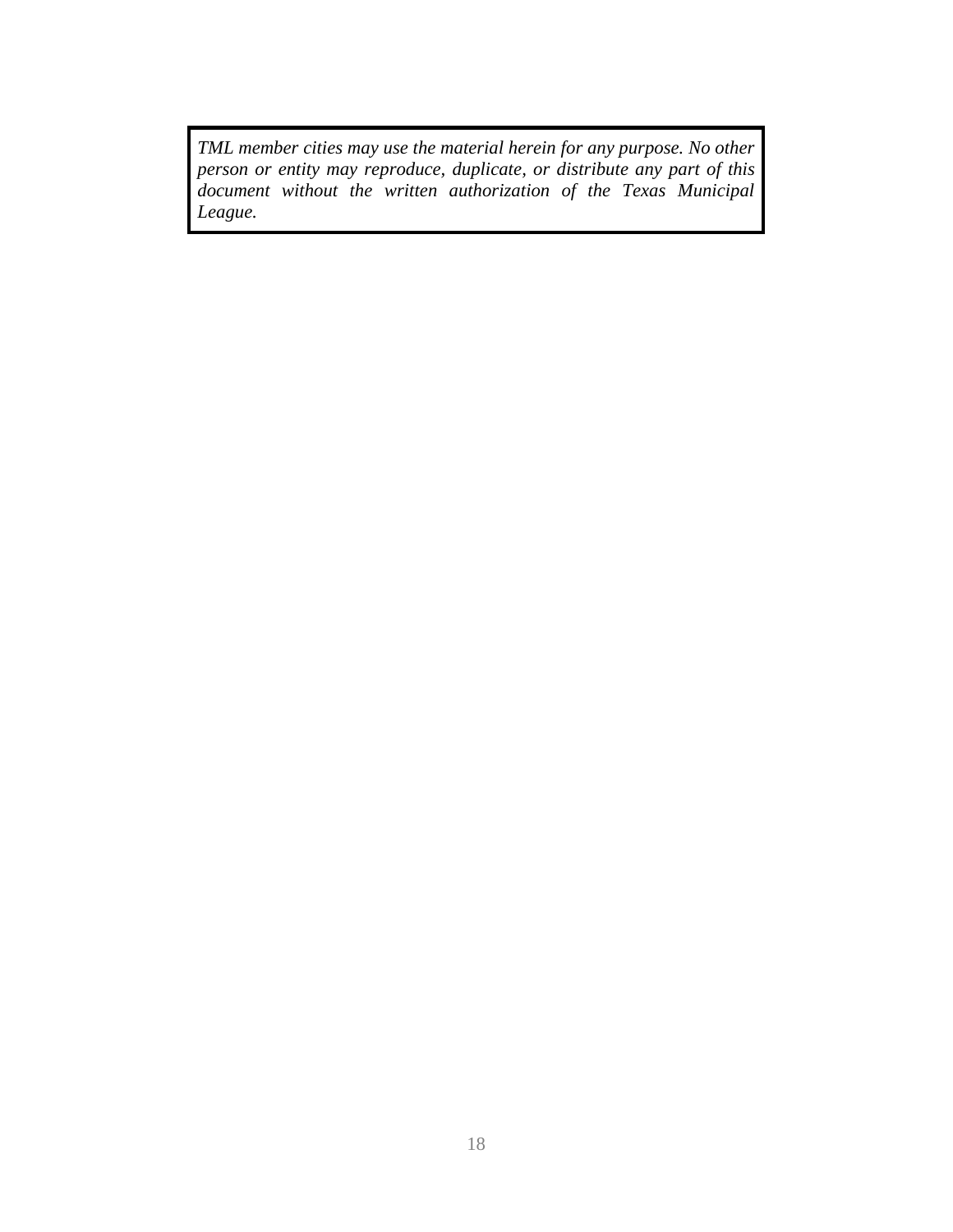*TML member cities may use the material herein for any purpose. No other person or entity may reproduce, duplicate, or distribute any part of this document without the written authorization of the Texas Municipal League.*